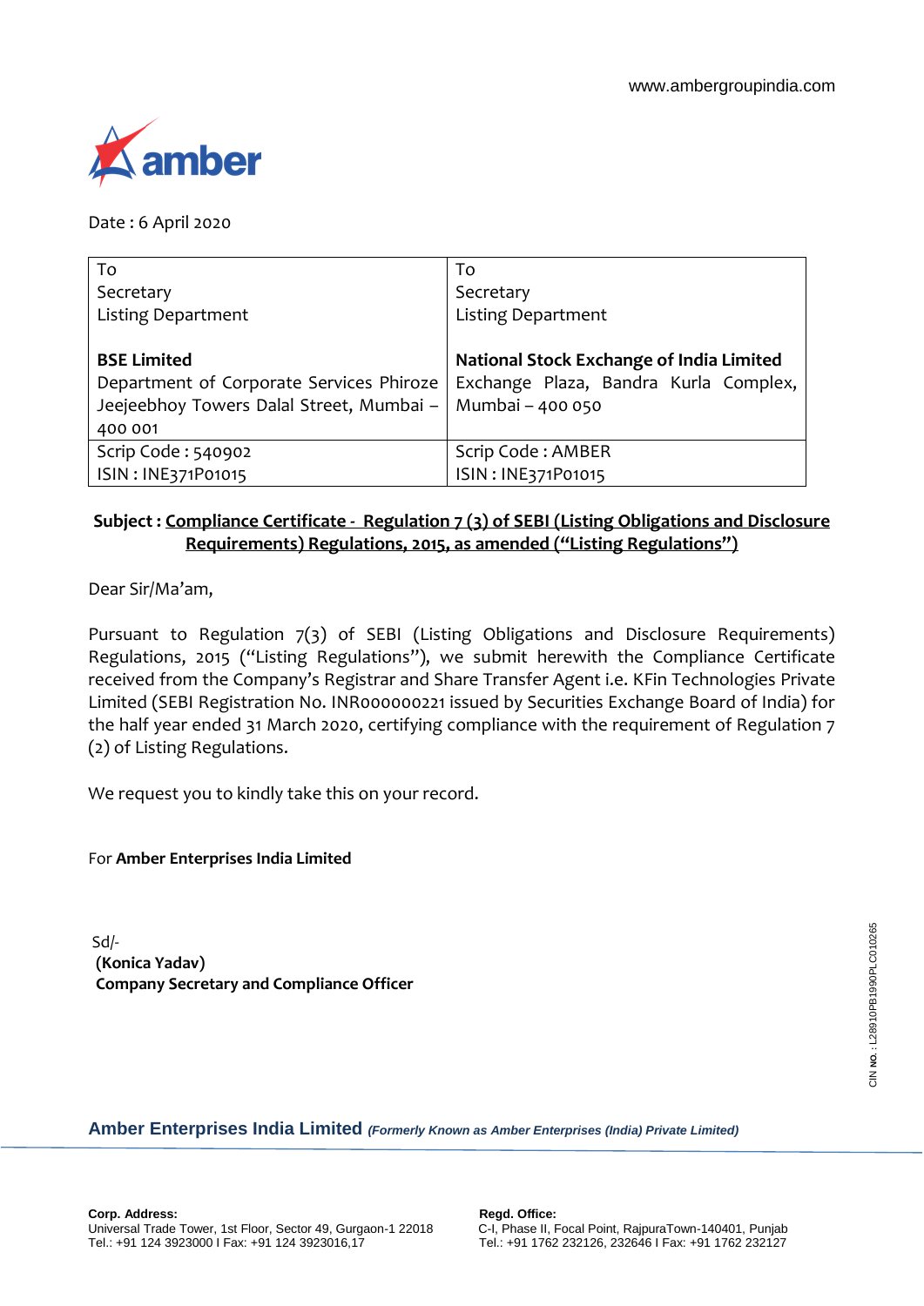www.ambergroupindia.com

amber

Date : 6 April 2020

| To<br>Secretary<br>Listing Department<br><br>**BSE Limited**<br>Department of Corporate Services Phiroze Jeejeebhoy Towers Dalal Street, Mumbai – 400 001 | To<br>Secretary<br>Listing Department<br><br>**National Stock Exchange of India Limited**<br>Exchange Plaza, Bandra Kurla Complex, Mumbai – 400 050 |
|---|---|
| Scrip Code : 540902<br>ISIN : INE371P01015 | Scrip Code : AMBER<br>ISIN : INE371P01015 |

**Subject : Compliance Certificate - Regulation 7 (3) of SEBI (Listing Obligations and Disclosure Requirements) Regulations, 2015, as amended ("Listing Regulations")**

Dear Sir/Ma'am,

Pursuant to Regulation 7(3) of SEBI (Listing Obligations and Disclosure Requirements) Regulations, 2015 ("Listing Regulations"), we submit herewith the Compliance Certificate received from the Company's Registrar and Share Transfer Agent i.e. KFin Technologies Private Limited (SEBI Registration No. INR000000221 issued by Securities Exchange Board of India) for the half year ended 31 March 2020, certifying compliance with the requirement of Regulation 7 (2) of Listing Regulations.

We request you to kindly take this on your record.

For **Amber Enterprises India Limited**

Sd/-
**(Konica Yadav)**
**Company Secretary and Compliance Officer**

CIN NO. : L28910PB1990PLC010265

**Amber Enterprises India Limited** ***(Formerly Known as Amber Enterprises (India) Private Limited)***

**Corp. Address:**
Universal Trade Tower, 1st Floor, Sector 49, Gurgaon-1 22018
Tel.: +91 124 3923000 I Fax: +91 124 3923016,17

**Regd. Office:**
C-I, Phase II, Focal Point, RajpuraTown-140401, Punjab
Tel.: +91 1762 232126, 232646 I Fax: +91 1762 232127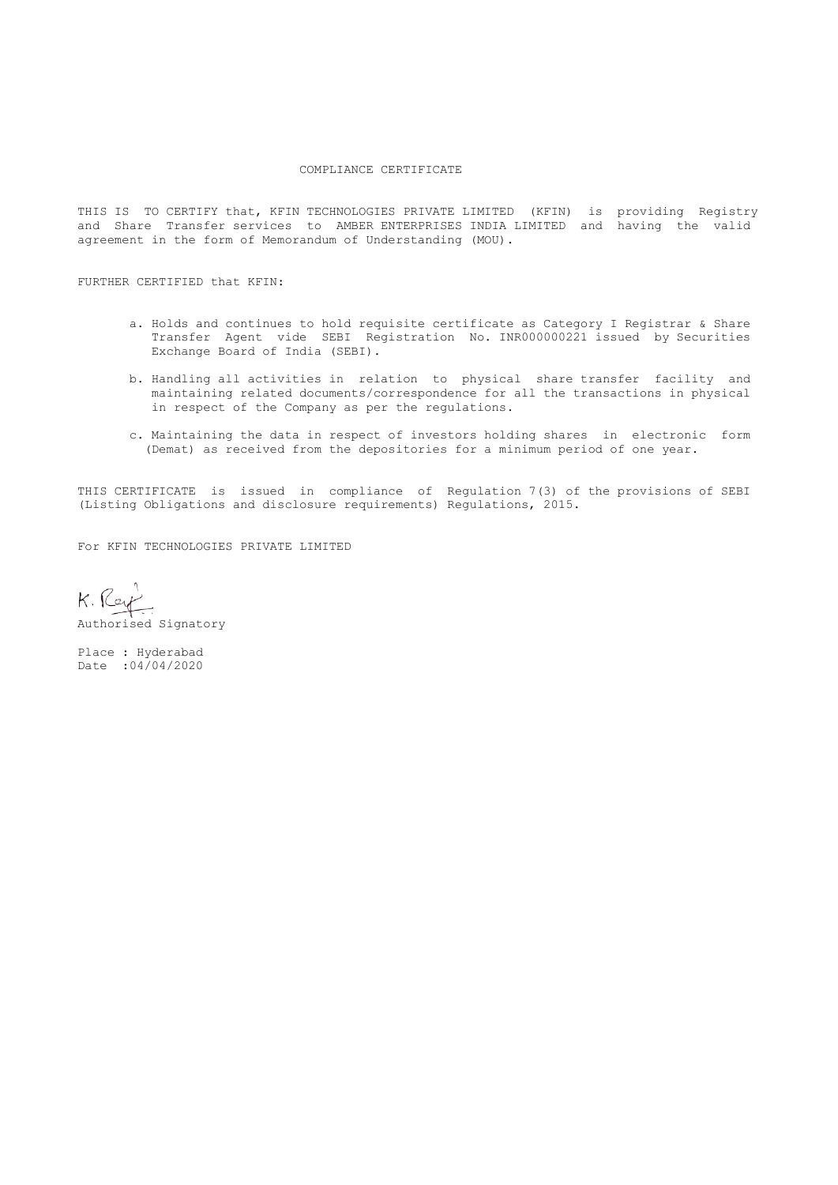# COMPLIANCE CERTIFICATE

THIS IS TO CERTIFY that, KFIN TECHNOLOGIES PRIVATE LIMITED (KFIN) is providing Registry and Share Transfer services to AMBER ENTERPRISES INDIA LIMITED and having the valid agreement in the form of Memorandum of Understanding (MOU).

FURTHER CERTIFIED that KFIN:

a. Holds and continues to hold requisite certificate as Category I Registrar & Share Transfer Agent vide SEBI Registration No. INR000000221 issued by Securities Exchange Board of India (SEBI).

b. Handling all activities in relation to physical share transfer facility and maintaining related documents/correspondence for all the transactions in physical in respect of the Company as per the regulations.

c. Maintaining the data in respect of investors holding shares in electronic form (Demat) as received from the depositories for a minimum period of one year.

THIS CERTIFICATE is issued in compliance of Regulation 7(3) of the provisions of SEBI (Listing Obligations and disclosure requirements) Regulations, 2015.

For KFIN TECHNOLOGIES PRIVATE LIMITED

K. Ray

Authorised Signatory

Place : Hyderabad
Date :04/04/2020